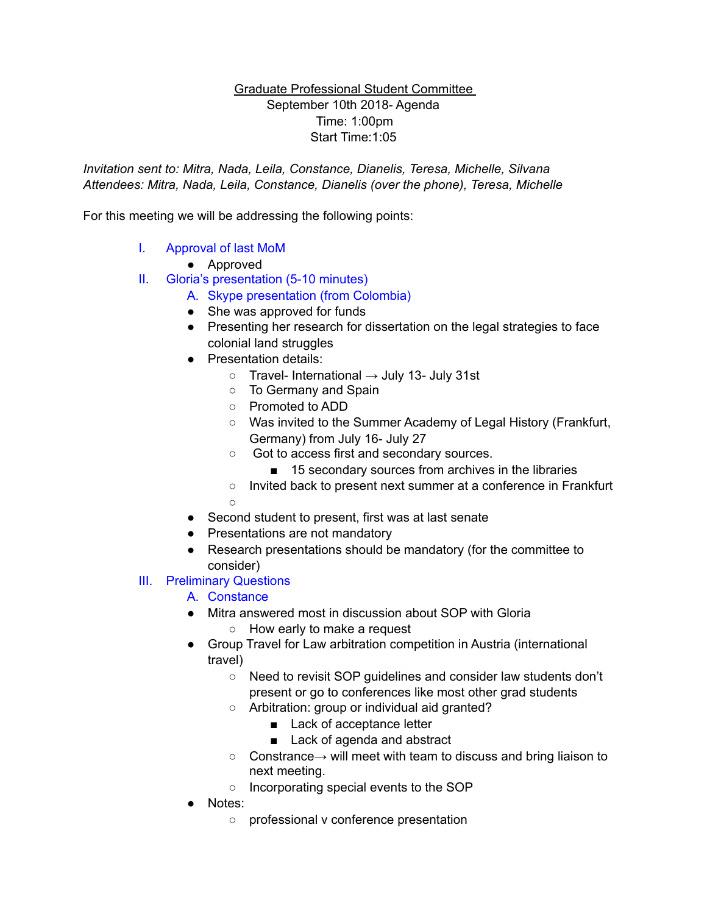<u>Graduate Professional Student Committee</u>
September 10th 2018- Agenda
Time: 1:00pm
Start Time:1:05

*Invitation sent to: Mitra, Nada, Leila, Constance, Dianelis, Teresa, Michelle, Silvana*
*Attendees: Mitra, Nada, Leila, Constance, Dianelis (over the phone), Teresa, Michelle*

For this meeting we will be addressing the following points:

I. Approval of last MoM
- Approved

II. Gloria's presentation (5-10 minutes)

A. Skype presentation (from Colombia)
- She was approved for funds
- Presenting her research for dissertation on the legal strategies to face colonial land struggles
- Presentation details:
  - Travel- International → July 13- July 31st
  - To Germany and Spain
  - Promoted to ADD
  - Was invited to the Summer Academy of Legal History (Frankfurt, Germany) from July 16- July 27
  - Got to access first and secondary sources.
    - 15 secondary sources from archives in the libraries
  - Invited back to present next summer at a conference in Frankfurt
  - 
- Second student to present, first was at last senate
- Presentations are not mandatory
- Research presentations should be mandatory (for the committee to consider)

III. Preliminary Questions

A. Constance
- Mitra answered most in discussion about SOP with Gloria
  - How early to make a request
- Group Travel for Law arbitration competition in Austria (international travel)
  - Need to revisit SOP guidelines and consider law students don't present or go to conferences like most other grad students
  - Arbitration: group or individual aid granted?
    - Lack of acceptance letter
    - Lack of agenda and abstract
  - Constrance→ will meet with team to discuss and bring liaison to next meeting.
  - Incorporating special events to the SOP
- Notes:
  - professional v conference presentation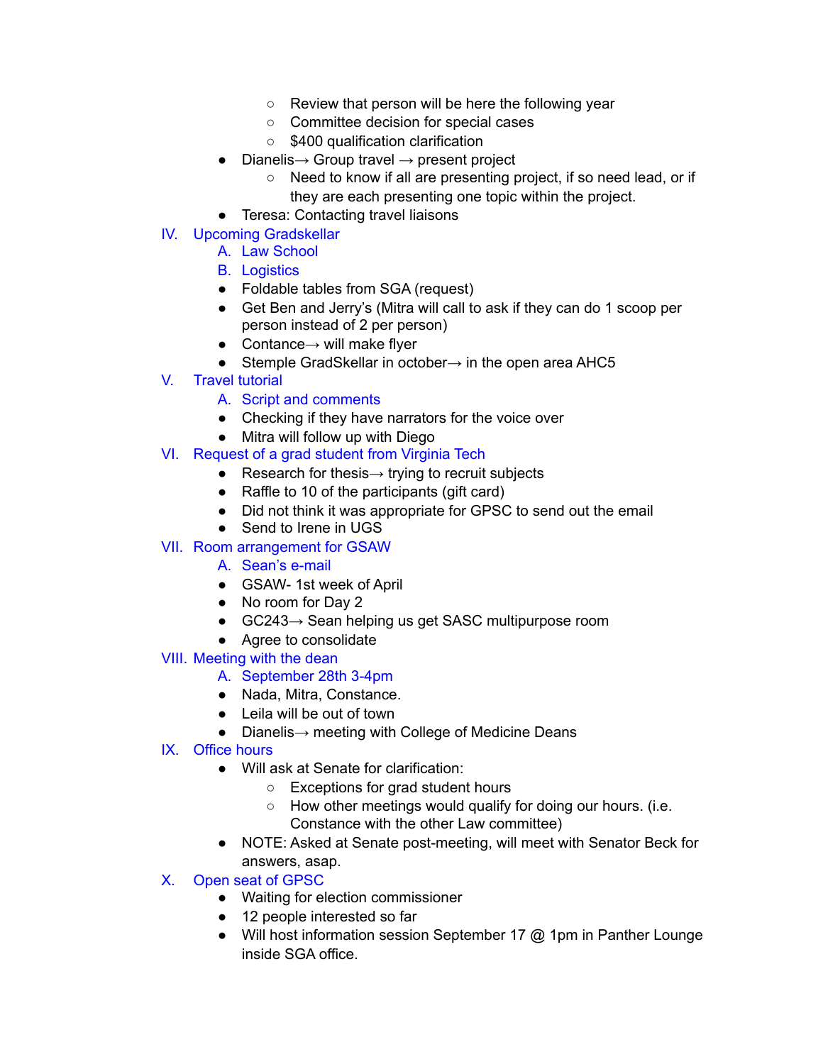- Review that person will be here the following year
    - Committee decision for special cases
    - $400 qualification clarification
- Dianelis→ Group travel → present project
    - Need to know if all are presenting project, if so need lead, or if they are each presenting one topic within the project.
- Teresa: Contacting travel liaisons

IV. Upcoming Gradskellar

A. Law School

B. Logistics

- Foldable tables from SGA (request)
- Get Ben and Jerry's (Mitra will call to ask if they can do 1 scoop per person instead of 2 per person)
- Contance→ will make flyer
- Stemple GradSkellar in october→ in the open area AHC5

V. Travel tutorial

A. Script and comments

- Checking if they have narrators for the voice over
- Mitra will follow up with Diego

VI. Request of a grad student from Virginia Tech

- Research for thesis→ trying to recruit subjects
- Raffle to 10 of the participants (gift card)
- Did not think it was appropriate for GPSC to send out the email
- Send to Irene in UGS

VII. Room arrangement for GSAW

A. Sean's e-mail

- GSAW- 1st week of April
- No room for Day 2
- GC243→ Sean helping us get SASC multipurpose room
- Agree to consolidate

VIII. Meeting with the dean

A. September 28th 3-4pm

- Nada, Mitra, Constance.
- Leila will be out of town
- Dianelis→ meeting with College of Medicine Deans

IX. Office hours

- Will ask at Senate for clarification:
    - Exceptions for grad student hours
    - How other meetings would qualify for doing our hours. (i.e. Constance with the other Law committee)
- NOTE: Asked at Senate post-meeting, will meet with Senator Beck for answers, asap.

X. Open seat of GPSC

- Waiting for election commissioner
- 12 people interested so far
- Will host information session September 17 @ 1pm in Panther Lounge inside SGA office.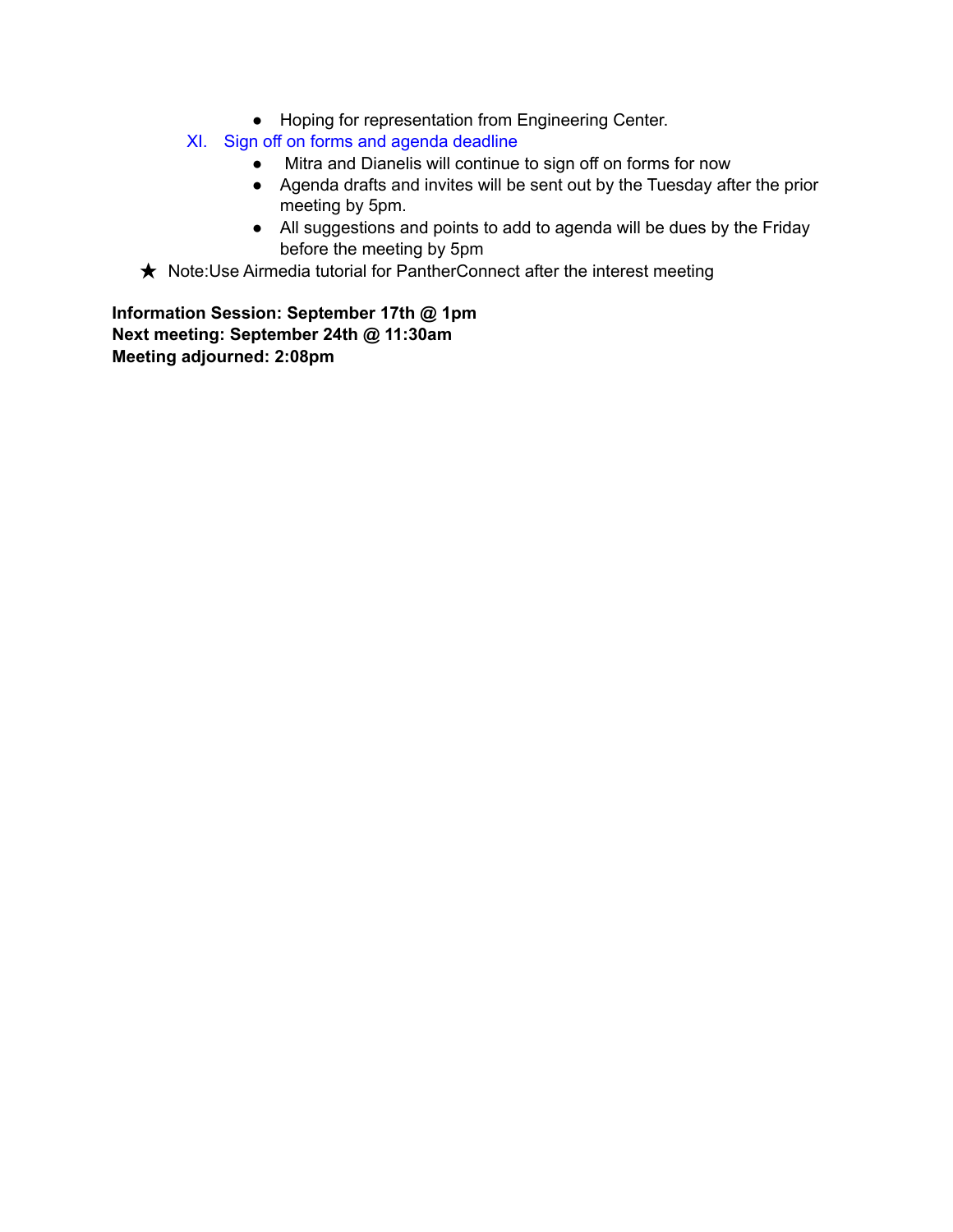- Hoping for representation from Engineering Center.

XI. Sign off on forms and agenda deadline

- Mitra and Dianelis will continue to sign off on forms for now
- Agenda drafts and invites will be sent out by the Tuesday after the prior meeting by 5pm.
- All suggestions and points to add to agenda will be dues by the Friday before the meeting by 5pm

★ Note:Use Airmedia tutorial for PantherConnect after the interest meeting

**Information Session: September 17th @ 1pm**
**Next meeting: September 24th @ 11:30am**
**Meeting adjourned: 2:08pm**